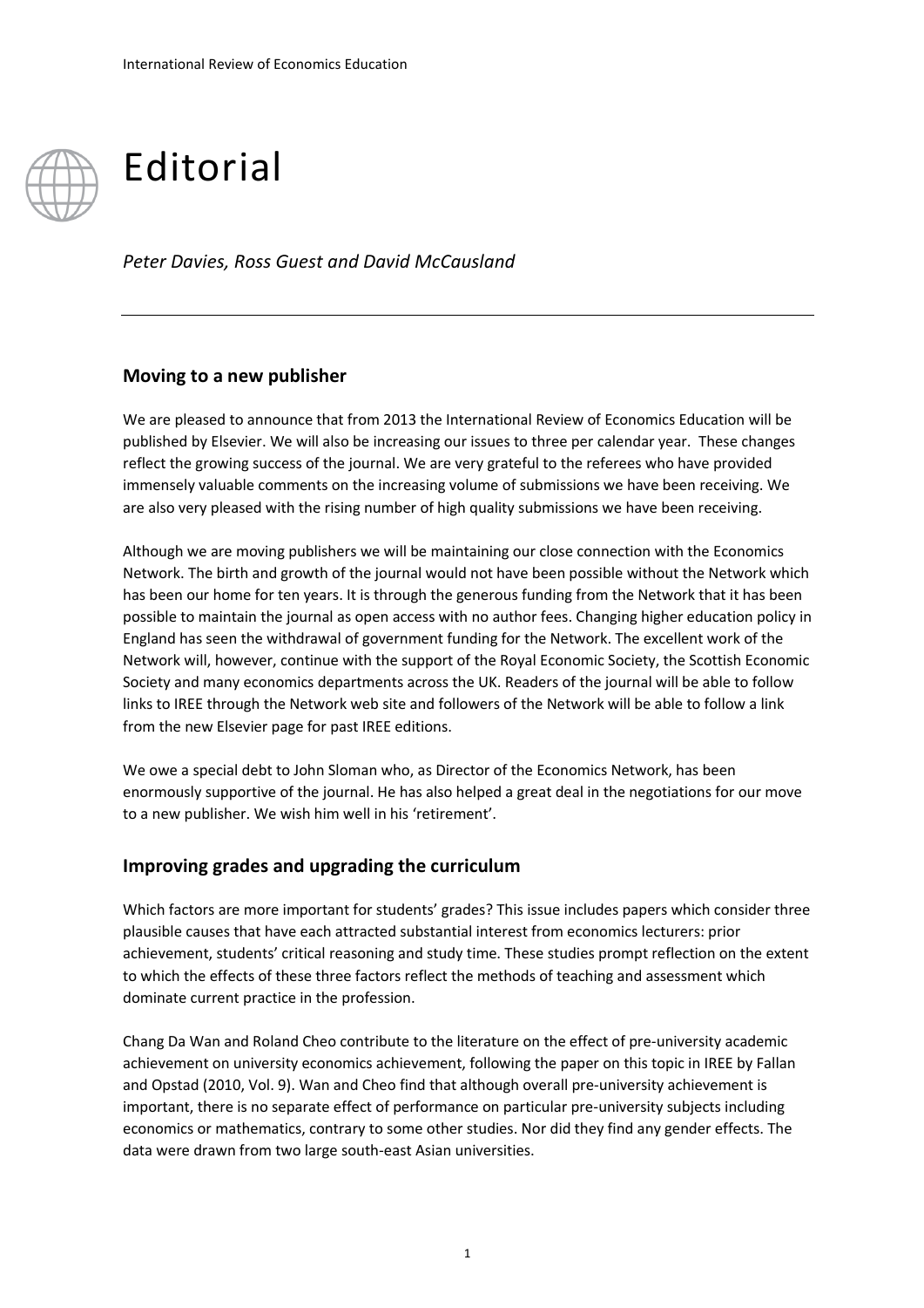# Editorial

*Peter Davies, Ross Guest and David McCausland*

---

## Moving to a new publisher

We are pleased to announce that from 2013 the International Review of Economics Education will be published by Elsevier. We will also be increasing our issues to three per calendar year. These changes reflect the growing success of the journal. We are very grateful to the referees who have provided immensely valuable comments on the increasing volume of submissions we have been receiving. We are also very pleased with the rising number of high quality submissions we have been receiving.

Although we are moving publishers we will be maintaining our close connection with the Economics Network. The birth and growth of the journal would not have been possible without the Network which has been our home for ten years. It is through the generous funding from the Network that it has been possible to maintain the journal as open access with no author fees. Changing higher education policy in England has seen the withdrawal of government funding for the Network. The excellent work of the Network will, however, continue with the support of the Royal Economic Society, the Scottish Economic Society and many economics departments across the UK. Readers of the journal will be able to follow links to IREE through the Network web site and followers of the Network will be able to follow a link from the new Elsevier page for past IREE editions.

We owe a special debt to John Sloman who, as Director of the Economics Network, has been enormously supportive of the journal. He has also helped a great deal in the negotiations for our move to a new publisher. We wish him well in his 'retirement'.

## Improving grades and upgrading the curriculum

Which factors are more important for students' grades? This issue includes papers which consider three plausible causes that have each attracted substantial interest from economics lecturers: prior achievement, students' critical reasoning and study time. These studies prompt reflection on the extent to which the effects of these three factors reflect the methods of teaching and assessment which dominate current practice in the profession.

Chang Da Wan and Roland Cheo contribute to the literature on the effect of pre-university academic achievement on university economics achievement, following the paper on this topic in IREE by Fallan and Opstad (2010, Vol. 9). Wan and Cheo find that although overall pre-university achievement is important, there is no separate effect of performance on particular pre-university subjects including economics or mathematics, contrary to some other studies. Nor did they find any gender effects. The data were drawn from two large south-east Asian universities.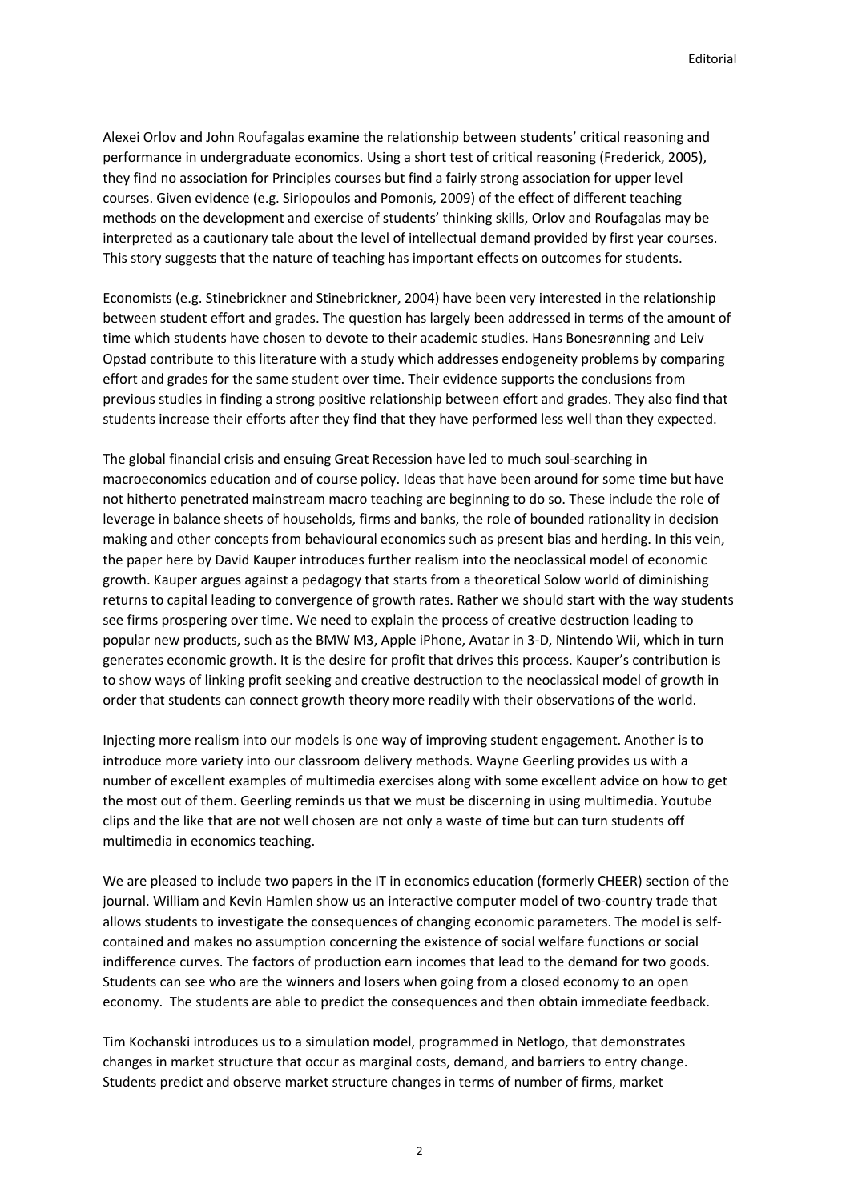Alexei Orlov and John Roufagalas examine the relationship between students' critical reasoning and performance in undergraduate economics. Using a short test of critical reasoning (Frederick, 2005), they find no association for Principles courses but find a fairly strong association for upper level courses. Given evidence (e.g. Siriopoulos and Pomonis, 2009) of the effect of different teaching methods on the development and exercise of students' thinking skills, Orlov and Roufagalas may be interpreted as a cautionary tale about the level of intellectual demand provided by first year courses. This story suggests that the nature of teaching has important effects on outcomes for students.

Economists (e.g. Stinebrickner and Stinebrickner, 2004) have been very interested in the relationship between student effort and grades. The question has largely been addressed in terms of the amount of time which students have chosen to devote to their academic studies. Hans Bonesrønning and Leiv Opstad contribute to this literature with a study which addresses endogeneity problems by comparing effort and grades for the same student over time. Their evidence supports the conclusions from previous studies in finding a strong positive relationship between effort and grades. They also find that students increase their efforts after they find that they have performed less well than they expected.

The global financial crisis and ensuing Great Recession have led to much soul-searching in macroeconomics education and of course policy. Ideas that have been around for some time but have not hitherto penetrated mainstream macro teaching are beginning to do so. These include the role of leverage in balance sheets of households, firms and banks, the role of bounded rationality in decision making and other concepts from behavioural economics such as present bias and herding. In this vein, the paper here by David Kauper introduces further realism into the neoclassical model of economic growth. Kauper argues against a pedagogy that starts from a theoretical Solow world of diminishing returns to capital leading to convergence of growth rates. Rather we should start with the way students see firms prospering over time. We need to explain the process of creative destruction leading to popular new products, such as the BMW M3, Apple iPhone, Avatar in 3-D, Nintendo Wii, which in turn generates economic growth. It is the desire for profit that drives this process. Kauper's contribution is to show ways of linking profit seeking and creative destruction to the neoclassical model of growth in order that students can connect growth theory more readily with their observations of the world.

Injecting more realism into our models is one way of improving student engagement. Another is to introduce more variety into our classroom delivery methods. Wayne Geerling provides us with a number of excellent examples of multimedia exercises along with some excellent advice on how to get the most out of them. Geerling reminds us that we must be discerning in using multimedia. Youtube clips and the like that are not well chosen are not only a waste of time but can turn students off multimedia in economics teaching.

We are pleased to include two papers in the IT in economics education (formerly CHEER) section of the journal. William and Kevin Hamlen show us an interactive computer model of two-country trade that allows students to investigate the consequences of changing economic parameters. The model is self-contained and makes no assumption concerning the existence of social welfare functions or social indifference curves. The factors of production earn incomes that lead to the demand for two goods. Students can see who are the winners and losers when going from a closed economy to an open economy. The students are able to predict the consequences and then obtain immediate feedback.

Tim Kochanski introduces us to a simulation model, programmed in Netlogo, that demonstrates changes in market structure that occur as marginal costs, demand, and barriers to entry change. Students predict and observe market structure changes in terms of number of firms, market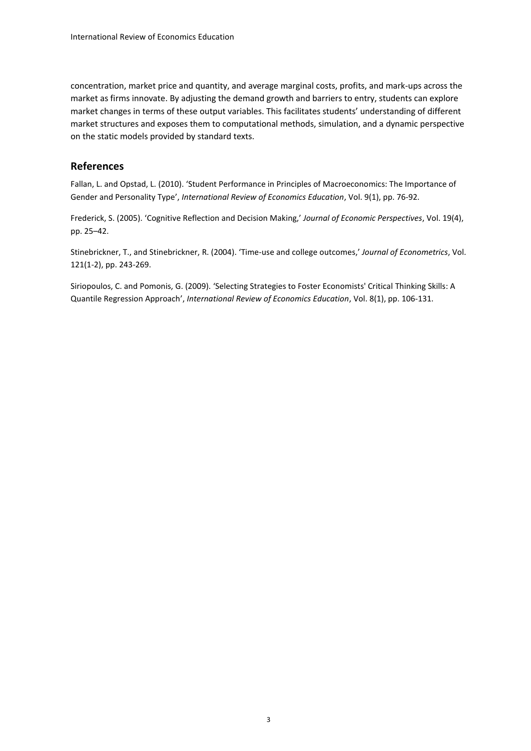concentration, market price and quantity, and average marginal costs, profits, and mark-ups across the market as firms innovate. By adjusting the demand growth and barriers to entry, students can explore market changes in terms of these output variables. This facilitates students' understanding of different market structures and exposes them to computational methods, simulation, and a dynamic perspective on the static models provided by standard texts.

## References

Fallan, L. and Opstad, L. (2010). 'Student Performance in Principles of Macroeconomics: The Importance of Gender and Personality Type', *International Review of Economics Education*, Vol. 9(1), pp. 76-92.

Frederick, S. (2005). 'Cognitive Reflection and Decision Making,' *Journal of Economic Perspectives*, Vol. 19(4), pp. 25–42.

Stinebrickner, T., and Stinebrickner, R. (2004). 'Time-use and college outcomes,' *Journal of Econometrics*, Vol. 121(1-2), pp. 243-269.

Siriopoulos, C. and Pomonis, G. (2009). 'Selecting Strategies to Foster Economists' Critical Thinking Skills: A Quantile Regression Approach', *International Review of Economics Education*, Vol. 8(1), pp. 106-131.